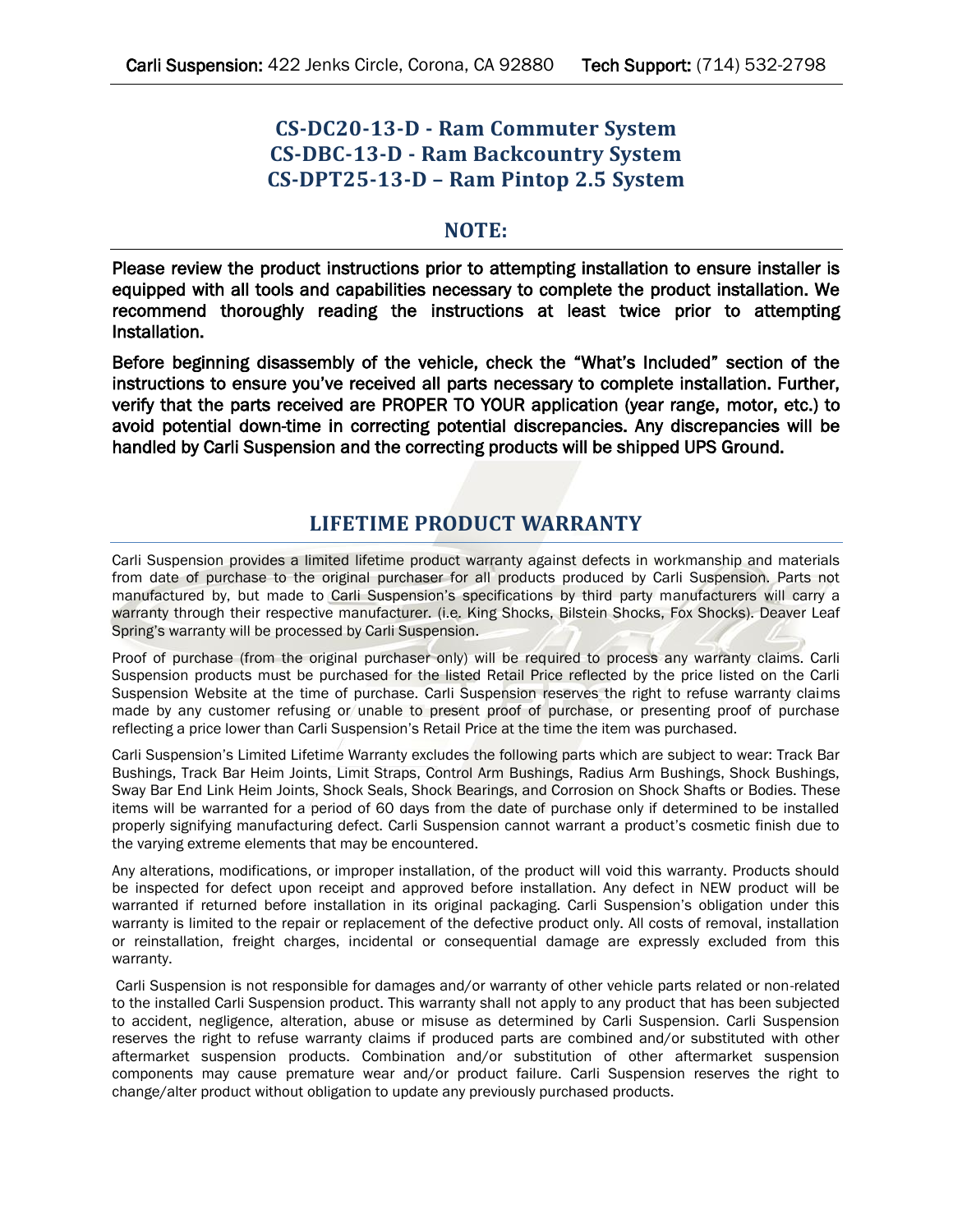# CS-DC20-13-D - Ram Commuter System
# CS-DBC-13-D - Ram Backcountry System
# CS-DPT25-13-D – Ram Pintop 2.5 System

## NOTE:

**Please review the product instructions prior to attempting installation to ensure installer is equipped with all tools and capabilities necessary to complete the product installation. We recommend thoroughly reading the instructions at least twice prior to attempting Installation.**

**Before beginning disassembly of the vehicle, check the "What's Included" section of the instructions to ensure you've received all parts necessary to complete installation. Further, verify that the parts received are PROPER TO YOUR application (year range, motor, etc.) to avoid potential down-time in correcting potential discrepancies. Any discrepancies will be handled by Carli Suspension and the correcting products will be shipped UPS Ground.**

## LIFETIME PRODUCT WARRANTY

Carli Suspension provides a limited lifetime product warranty against defects in workmanship and materials from date of purchase to the original purchaser for all products produced by Carli Suspension. Parts not manufactured by, but made to Carli Suspension's specifications by third party manufacturers will carry a warranty through their respective manufacturer. (i.e. King Shocks, Bilstein Shocks, Fox Shocks). Deaver Leaf Spring's warranty will be processed by Carli Suspension.

Proof of purchase (from the original purchaser only) will be required to process any warranty claims. Carli Suspension products must be purchased for the listed Retail Price reflected by the price listed on the Carli Suspension Website at the time of purchase. Carli Suspension reserves the right to refuse warranty claims made by any customer refusing or unable to present proof of purchase, or presenting proof of purchase reflecting a price lower than Carli Suspension's Retail Price at the time the item was purchased.

Carli Suspension's Limited Lifetime Warranty excludes the following parts which are subject to wear: Track Bar Bushings, Track Bar Heim Joints, Limit Straps, Control Arm Bushings, Radius Arm Bushings, Shock Bushings, Sway Bar End Link Heim Joints, Shock Seals, Shock Bearings, and Corrosion on Shock Shafts or Bodies. These items will be warranted for a period of 60 days from the date of purchase only if determined to be installed properly signifying manufacturing defect. Carli Suspension cannot warrant a product's cosmetic finish due to the varying extreme elements that may be encountered.

Any alterations, modifications, or improper installation, of the product will void this warranty. Products should be inspected for defect upon receipt and approved before installation. Any defect in NEW product will be warranted if returned before installation in its original packaging. Carli Suspension's obligation under this warranty is limited to the repair or replacement of the defective product only. All costs of removal, installation or reinstallation, freight charges, incidental or consequential damage are expressly excluded from this warranty.

Carli Suspension is not responsible for damages and/or warranty of other vehicle parts related or non-related to the installed Carli Suspension product. This warranty shall not apply to any product that has been subjected to accident, negligence, alteration, abuse or misuse as determined by Carli Suspension. Carli Suspension reserves the right to refuse warranty claims if produced parts are combined and/or substituted with other aftermarket suspension products. Combination and/or substitution of other aftermarket suspension components may cause premature wear and/or product failure. Carli Suspension reserves the right to change/alter product without obligation to update any previously purchased products.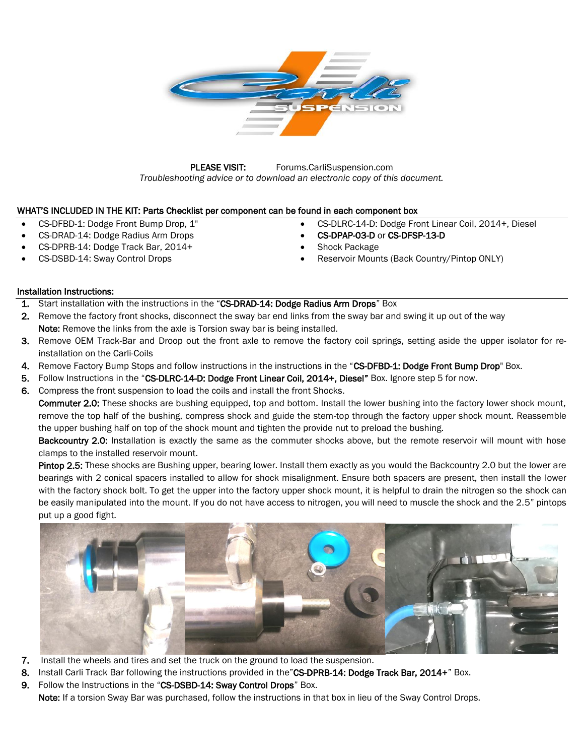PLEASE VISIT: Forums.CarliSuspension.com

*Troubleshooting advice or to download an electronic copy of this document.*

## WHAT'S INCLUDED IN THE KIT: Parts Checklist per component can be found in each component box

- CS-DFBD-1: Dodge Front Bump Drop, 1"
- CS-DRAD-14: Dodge Radius Arm Drops
- CS-DPRB-14: Dodge Track Bar, 2014+
- CS-DSBD-14: Sway Control Drops
- CS-DLRC-14-D: Dodge Front Linear Coil, 2014+, Diesel
- **CS-DPAP-03-D** or **CS-DFSP-13-D**
- Shock Package
- Reservoir Mounts (Back Country/Pintop ONLY)

## Installation Instructions:

1. Start installation with the instructions in the "**CS-DRAD-14: Dodge Radius Arm Drops**" Box
2. Remove the factory front shocks, disconnect the sway bar end links from the sway bar and swing it up out of the way
   **Note:** Remove the links from the axle is Torsion sway bar is being installed.
3. Remove OEM Track-Bar and Droop out the front axle to remove the factory coil springs, setting aside the upper isolator for re-installation on the Carli-Coils
4. Remove Factory Bump Stops and follow instructions in the instructions in the "**CS-DFBD-1: Dodge Front Bump Drop**" Box.
5. Follow Instructions in the "**CS-DLRC-14-D: Dodge Front Linear Coil, 2014+, Diesel**" Box. Ignore step 5 for now.
6. Compress the front suspension to load the coils and install the front Shocks.
   **Commuter 2.0:** These shocks are bushing equipped, top and bottom. Install the lower bushing into the factory lower shock mount, remove the top half of the bushing, compress shock and guide the stem-top through the factory upper shock mount. Reassemble the upper bushing half on top of the shock mount and tighten the provide nut to preload the bushing.
   **Backcountry 2.0:** Installation is exactly the same as the commuter shocks above, but the remote reservoir will mount with hose clamps to the installed reservoir mount.
   **Pintop 2.5:** These shocks are Bushing upper, bearing lower. Install them exactly as you would the Backcountry 2.0 but the lower are bearings with 2 conical spacers installed to allow for shock misalignment. Ensure both spacers are present, then install the lower with the factory shock bolt. To get the upper into the factory upper shock mount, it is helpful to drain the nitrogen so the shock can be easily manipulated into the mount. If you do not have access to nitrogen, you will need to muscle the shock and the 2.5" pintops put up a good fight.
7. Install the wheels and tires and set the truck on the ground to load the suspension.
8. Install Carli Track Bar following the instructions provided in the"**CS-DPRB-14: Dodge Track Bar, 2014+**" Box.
9. Follow the Instructions in the "**CS-DSBD-14: Sway Control Drops**" Box.
   **Note:** If a torsion Sway Bar was purchased, follow the instructions in that box in lieu of the Sway Control Drops.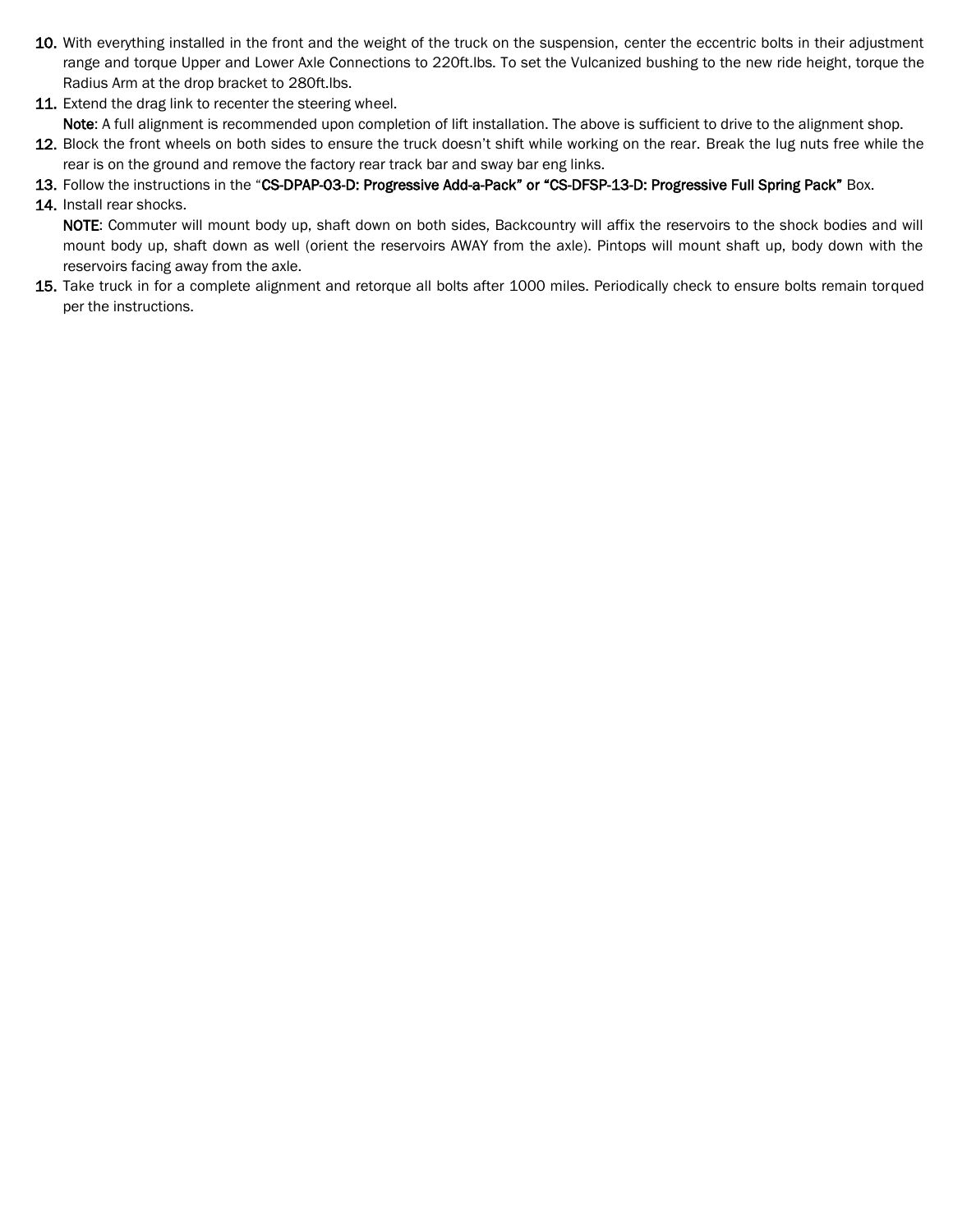10. With everything installed in the front and the weight of the truck on the suspension, center the eccentric bolts in their adjustment range and torque Upper and Lower Axle Connections to 220ft.lbs. To set the Vulcanized bushing to the new ride height, torque the Radius Arm at the drop bracket to 280ft.lbs.
11. Extend the drag link to recenter the steering wheel.
    **Note**: A full alignment is recommended upon completion of lift installation. The above is sufficient to drive to the alignment shop.
12. Block the front wheels on both sides to ensure the truck doesn't shift while working on the rear. Break the lug nuts free while the rear is on the ground and remove the factory rear track bar and sway bar eng links.
13. Follow the instructions in the "**CS-DPAP-03-D: Progressive Add-a-Pack" or "CS-DFSP-13-D: Progressive Full Spring Pack"** Box.
14. Install rear shocks.
    **NOTE**: Commuter will mount body up, shaft down on both sides, Backcountry will affix the reservoirs to the shock bodies and will mount body up, shaft down as well (orient the reservoirs AWAY from the axle). Pintops will mount shaft up, body down with the reservoirs facing away from the axle.
15. Take truck in for a complete alignment and retorque all bolts after 1000 miles. Periodically check to ensure bolts remain torqued per the instructions.